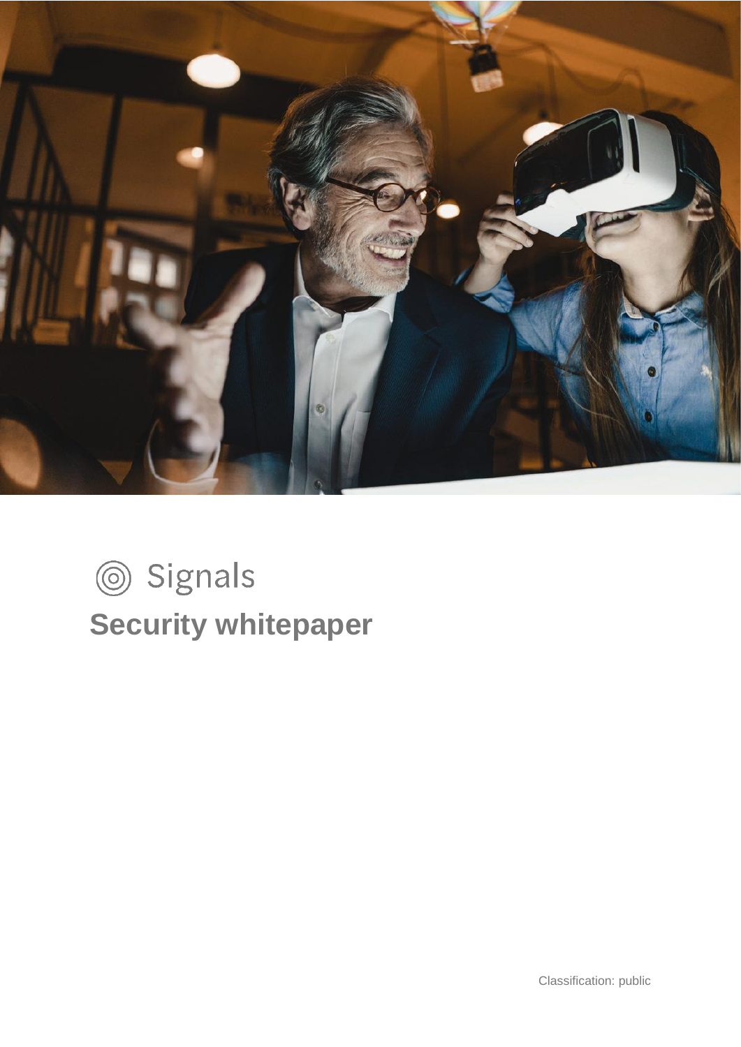Signals

# Security whitepaper

Classification: public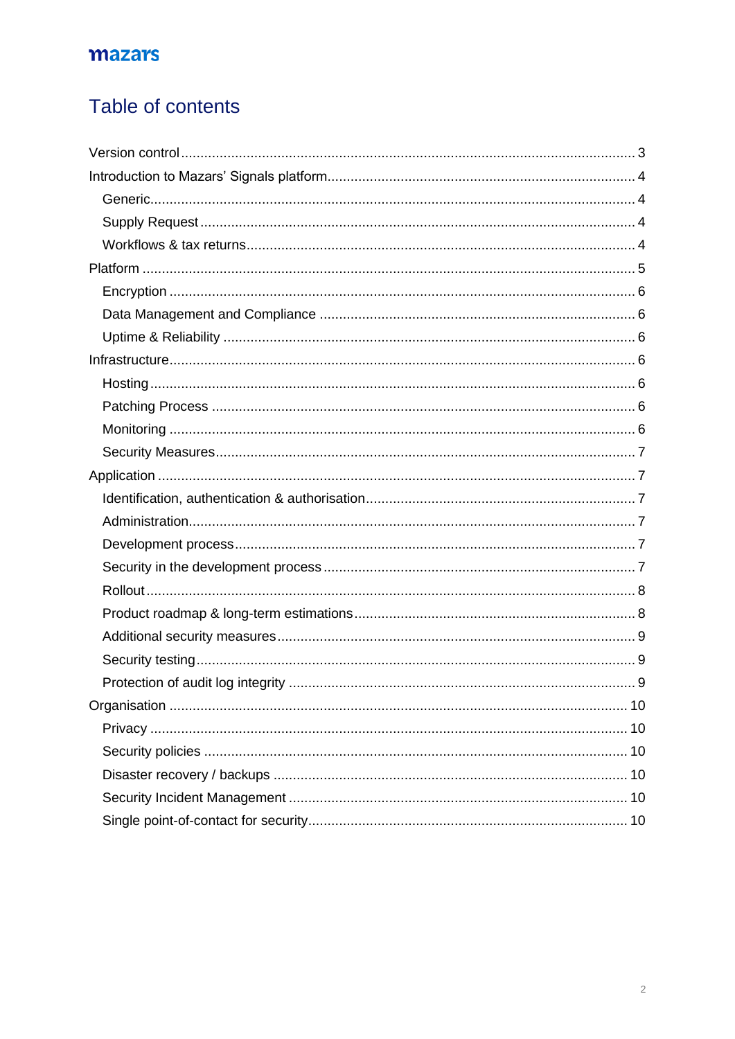# Table of contents

- Version control .......... 3
- Introduction to Mazars' Signals platform .......... 4
  - Generic .......... 4
  - Supply Request .......... 4
  - Workflows & tax returns .......... 4
- Platform .......... 5
  - Encryption .......... 6
  - Data Management and Compliance .......... 6
  - Uptime & Reliability .......... 6
- Infrastructure .......... 6
  - Hosting .......... 6
  - Patching Process .......... 6
  - Monitoring .......... 6
  - Security Measures .......... 7
- Application .......... 7
  - Identification, authentication & authorisation .......... 7
  - Administration .......... 7
  - Development process .......... 7
  - Security in the development process .......... 7
  - Rollout .......... 8
  - Product roadmap & long-term estimations .......... 8
  - Additional security measures .......... 9
  - Security testing .......... 9
  - Protection of audit log integrity .......... 9
- Organisation .......... 10
  - Privacy .......... 10
  - Security policies .......... 10
  - Disaster recovery / backups .......... 10
  - Security Incident Management .......... 10
  - Single point-of-contact for security .......... 10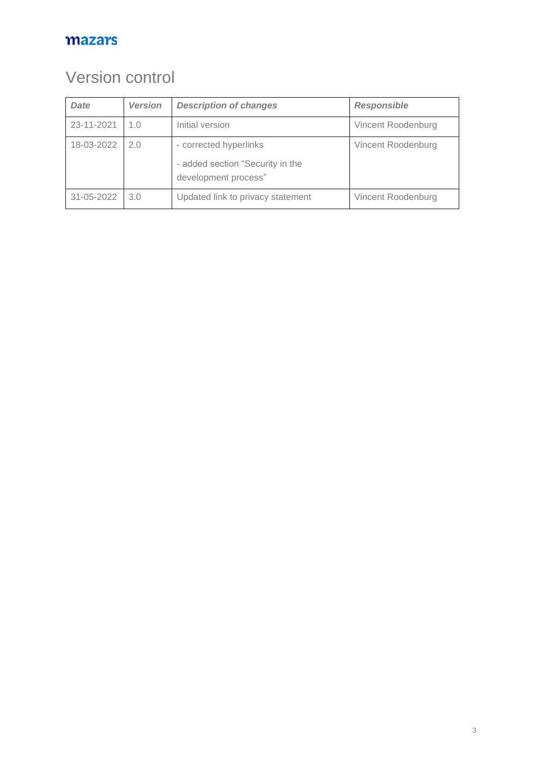# Version control

| *Date* | *Version* | *Description of changes* | *Responsible* |
|---|---|---|---|
| 23-11-2021 | 1.0 | Initial version | Vincent Roodenburg |
| 18-03-2022 | 2.0 | - corrected hyperlinks<br>- added section "Security in the development process" | Vincent Roodenburg |
| 31-05-2022 | 3.0 | Updated link to privacy statement | Vincent Roodenburg |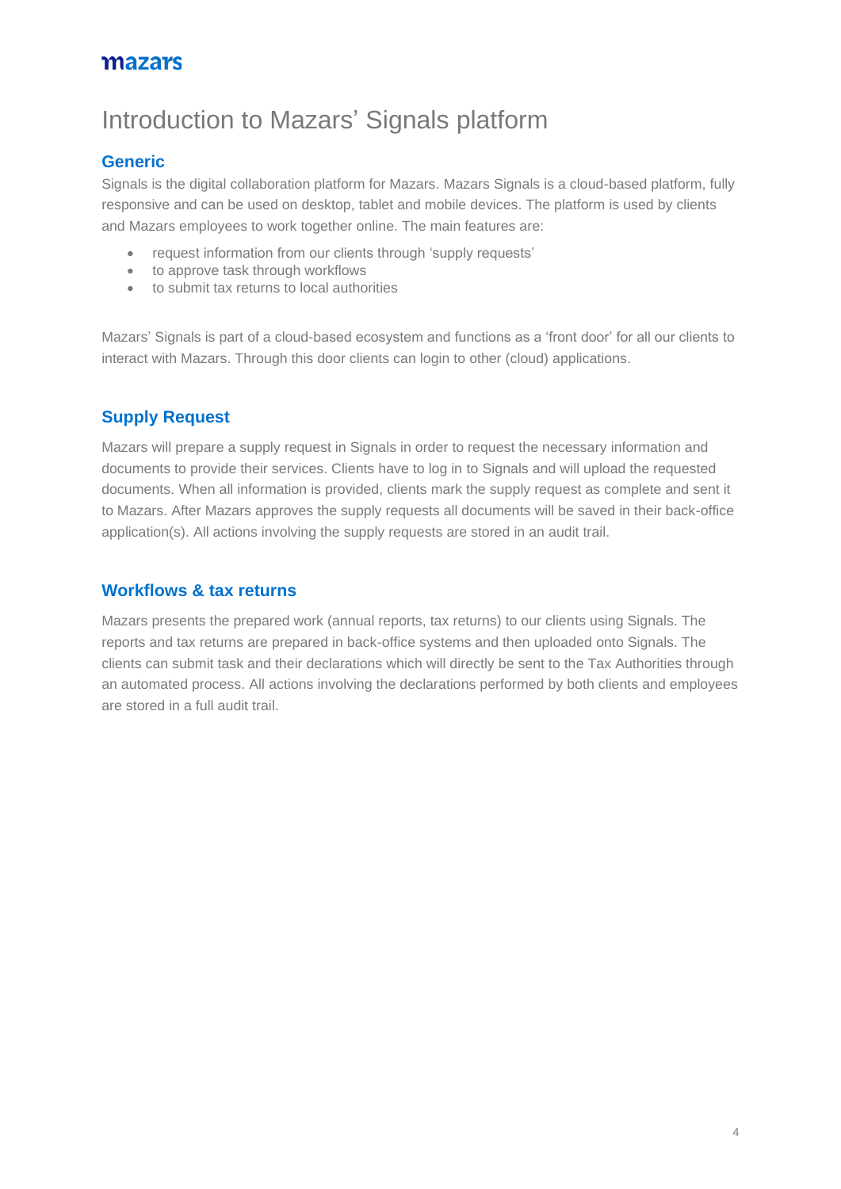# Introduction to Mazars' Signals platform

## Generic

Signals is the digital collaboration platform for Mazars. Mazars Signals is a cloud-based platform, fully responsive and can be used on desktop, tablet and mobile devices. The platform is used by clients and Mazars employees to work together online. The main features are:

- request information from our clients through 'supply requests'
- to approve task through workflows
- to submit tax returns to local authorities

Mazars' Signals is part of a cloud-based ecosystem and functions as a 'front door' for all our clients to interact with Mazars. Through this door clients can login to other (cloud) applications.

## Supply Request

Mazars will prepare a supply request in Signals in order to request the necessary information and documents to provide their services. Clients have to log in to Signals and will upload the requested documents. When all information is provided, clients mark the supply request as complete and sent it to Mazars. After Mazars approves the supply requests all documents will be saved in their back-office application(s). All actions involving the supply requests are stored in an audit trail.

## Workflows & tax returns

Mazars presents the prepared work (annual reports, tax returns) to our clients using Signals. The reports and tax returns are prepared in back-office systems and then uploaded onto Signals. The clients can submit task and their declarations which will directly be sent to the Tax Authorities through an automated process. All actions involving the declarations performed by both clients and employees are stored in a full audit trail.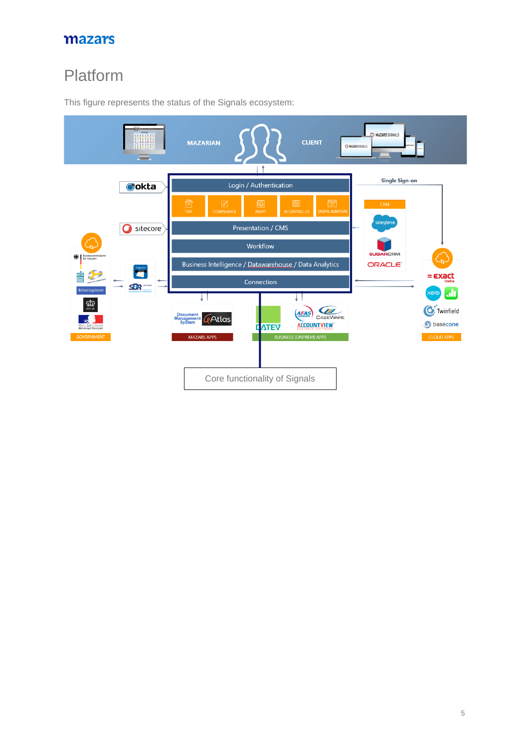# Platform

This figure represents the status of the Signals ecosystem:

MAZARIAN

CLIENT

Single Sign-on

Login / Authentication

TAX | COMPLIANCE | AUDIT | IN CONTROL 2.0 | DIGITAL SIGNATURE

Presentation / CMS

Workflow

Business Intelligence / Datawarehouse / Data Analytics

Connection

CRM

GOVERNMENT

MAZARS APPS

BUSINESS (ONPREM) APPS

CLOUD APPS

Core functionality of Signals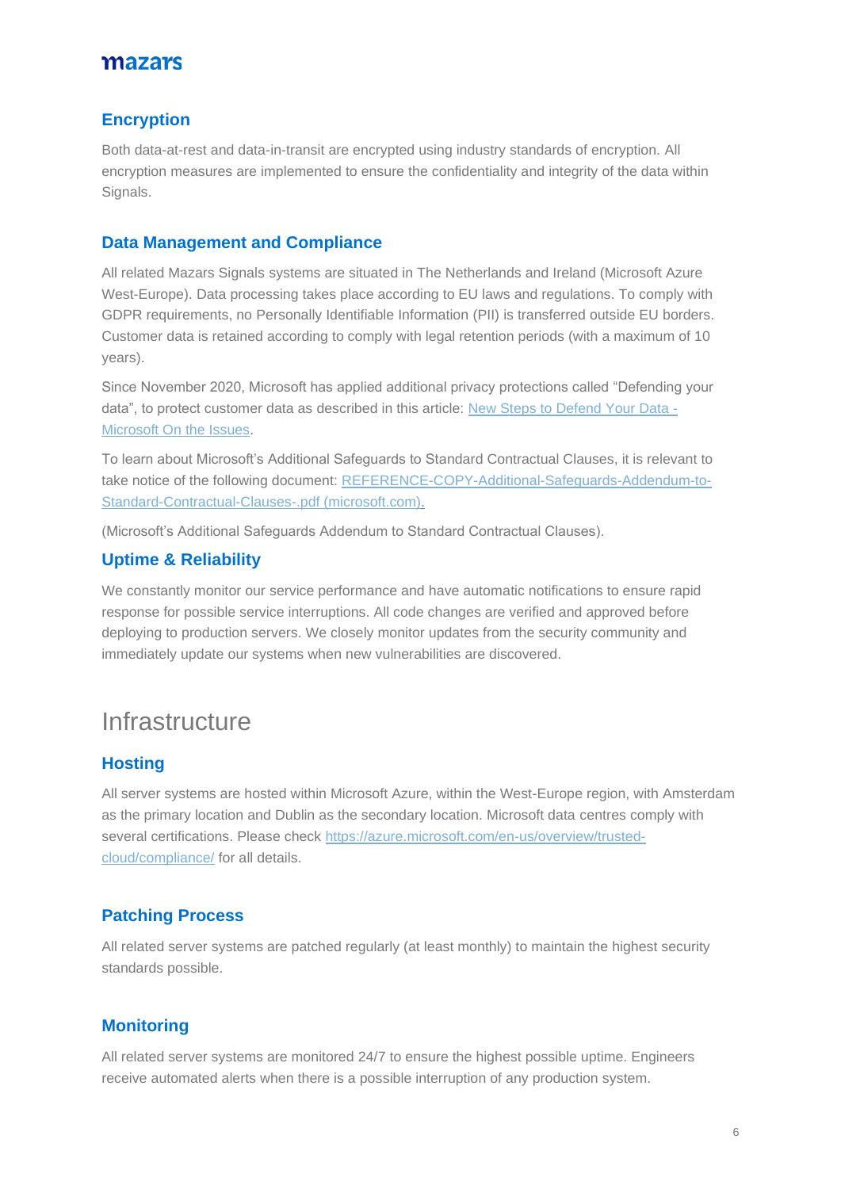## Encryption

Both data-at-rest and data-in-transit are encrypted using industry standards of encryption. All encryption measures are implemented to ensure the confidentiality and integrity of the data within Signals.

## Data Management and Compliance

All related Mazars Signals systems are situated in The Netherlands and Ireland (Microsoft Azure West-Europe). Data processing takes place according to EU laws and regulations. To comply with GDPR requirements, no Personally Identifiable Information (PII) is transferred outside EU borders. Customer data is retained according to comply with legal retention periods (with a maximum of 10 years).

Since November 2020, Microsoft has applied additional privacy protections called "Defending your data", to protect customer data as described in this article: [New Steps to Defend Your Data - Microsoft On the Issues](#).

To learn about Microsoft's Additional Safeguards to Standard Contractual Clauses, it is relevant to take notice of the following document: [REFERENCE-COPY-Additional-Safeguards-Addendum-to-Standard-Contractual-Clauses-.pdf (microsoft.com).](#)

(Microsoft's Additional Safeguards Addendum to Standard Contractual Clauses).

## Uptime & Reliability

We constantly monitor our service performance and have automatic notifications to ensure rapid response for possible service interruptions. All code changes are verified and approved before deploying to production servers. We closely monitor updates from the security community and immediately update our systems when new vulnerabilities are discovered.

# Infrastructure

## Hosting

All server systems are hosted within Microsoft Azure, within the West-Europe region, with Amsterdam as the primary location and Dublin as the secondary location. Microsoft data centres comply with several certifications. Please check https://azure.microsoft.com/en-us/overview/trusted-cloud/compliance/ for all details.

## Patching Process

All related server systems are patched regularly (at least monthly) to maintain the highest security standards possible.

## Monitoring

All related server systems are monitored 24/7 to ensure the highest possible uptime. Engineers receive automated alerts when there is a possible interruption of any production system.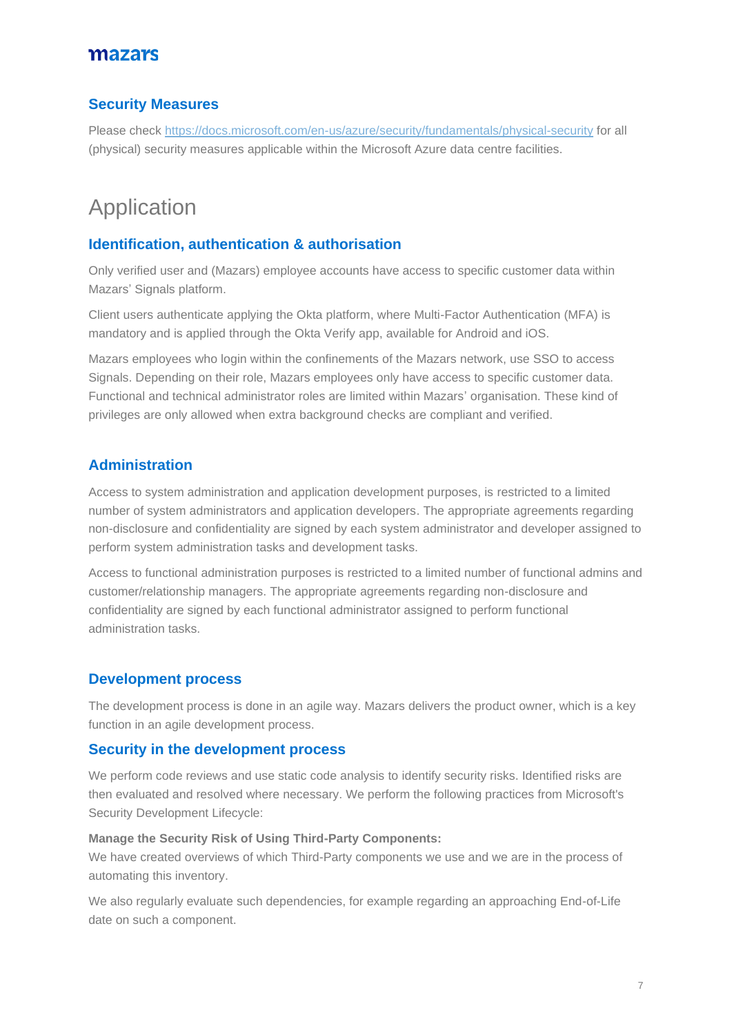## Security Measures

Please check https://docs.microsoft.com/en-us/azure/security/fundamentals/physical-security for all (physical) security measures applicable within the Microsoft Azure data centre facilities.

# Application

## Identification, authentication & authorisation

Only verified user and (Mazars) employee accounts have access to specific customer data within Mazars' Signals platform.

Client users authenticate applying the Okta platform, where Multi-Factor Authentication (MFA) is mandatory and is applied through the Okta Verify app, available for Android and iOS.

Mazars employees who login within the confinements of the Mazars network, use SSO to access Signals. Depending on their role, Mazars employees only have access to specific customer data. Functional and technical administrator roles are limited within Mazars' organisation. These kind of privileges are only allowed when extra background checks are compliant and verified.

## Administration

Access to system administration and application development purposes, is restricted to a limited number of system administrators and application developers. The appropriate agreements regarding non-disclosure and confidentiality are signed by each system administrator and developer assigned to perform system administration tasks and development tasks.

Access to functional administration purposes is restricted to a limited number of functional admins and customer/relationship managers. The appropriate agreements regarding non-disclosure and confidentiality are signed by each functional administrator assigned to perform functional administration tasks.

## Development process

The development process is done in an agile way. Mazars delivers the product owner, which is a key function in an agile development process.

## Security in the development process

We perform code reviews and use static code analysis to identify security risks. Identified risks are then evaluated and resolved where necessary. We perform the following practices from Microsoft's Security Development Lifecycle:

**Manage the Security Risk of Using Third-Party Components:**
We have created overviews of which Third-Party components we use and we are in the process of automating this inventory.

We also regularly evaluate such dependencies, for example regarding an approaching End-of-Life date on such a component.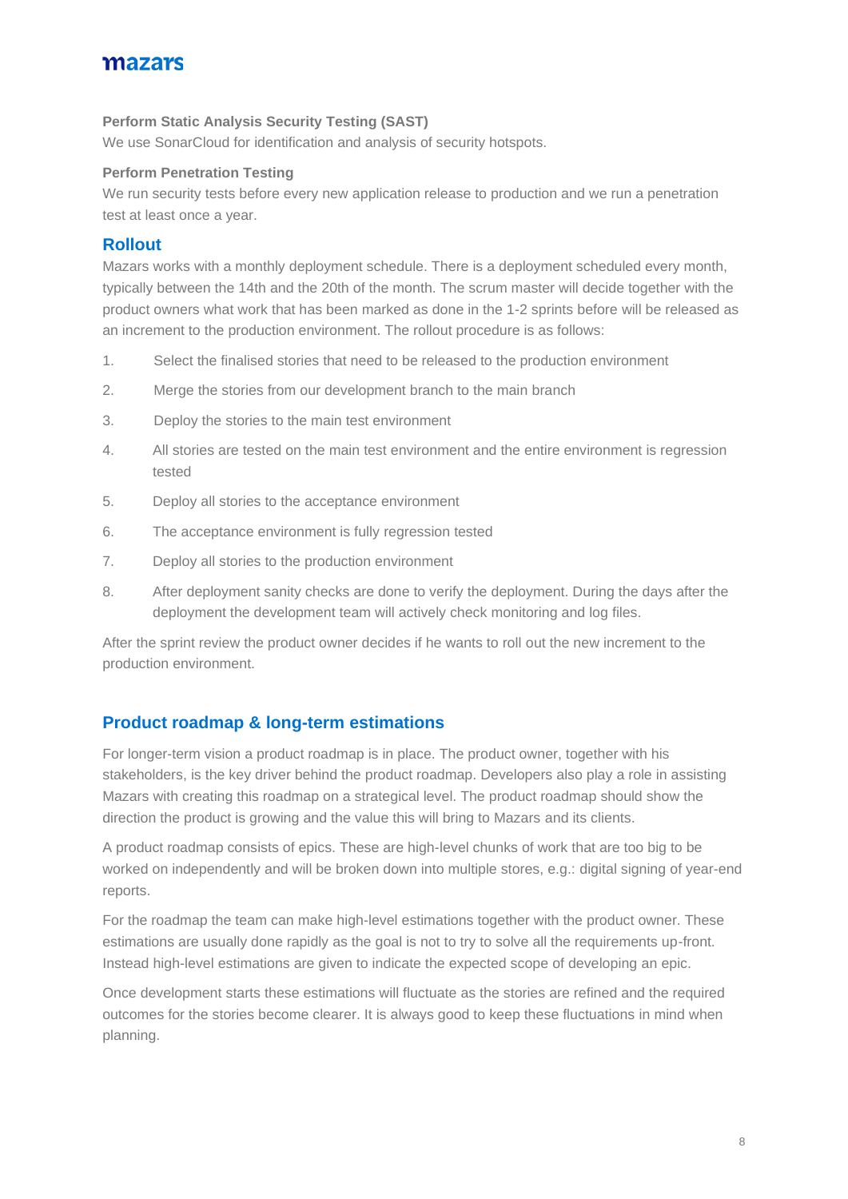**Perform Static Analysis Security Testing (SAST)**

We use SonarCloud for identification and analysis of security hotspots.

**Perform Penetration Testing**

We run security tests before every new application release to production and we run a penetration test at least once a year.

## Rollout

Mazars works with a monthly deployment schedule. There is a deployment scheduled every month, typically between the 14th and the 20th of the month. The scrum master will decide together with the product owners what work that has been marked as done in the 1-2 sprints before will be released as an increment to the production environment. The rollout procedure is as follows:

1. Select the finalised stories that need to be released to the production environment
2. Merge the stories from our development branch to the main branch
3. Deploy the stories to the main test environment
4. All stories are tested on the main test environment and the entire environment is regression tested
5. Deploy all stories to the acceptance environment
6. The acceptance environment is fully regression tested
7. Deploy all stories to the production environment
8. After deployment sanity checks are done to verify the deployment. During the days after the deployment the development team will actively check monitoring and log files.

After the sprint review the product owner decides if he wants to roll out the new increment to the production environment.

## Product roadmap & long-term estimations

For longer-term vision a product roadmap is in place. The product owner, together with his stakeholders, is the key driver behind the product roadmap. Developers also play a role in assisting Mazars with creating this roadmap on a strategical level. The product roadmap should show the direction the product is growing and the value this will bring to Mazars and its clients.

A product roadmap consists of epics. These are high-level chunks of work that are too big to be worked on independently and will be broken down into multiple stores, e.g.: digital signing of year-end reports.

For the roadmap the team can make high-level estimations together with the product owner. These estimations are usually done rapidly as the goal is not to try to solve all the requirements up-front. Instead high-level estimations are given to indicate the expected scope of developing an epic.

Once development starts these estimations will fluctuate as the stories are refined and the required outcomes for the stories become clearer. It is always good to keep these fluctuations in mind when planning.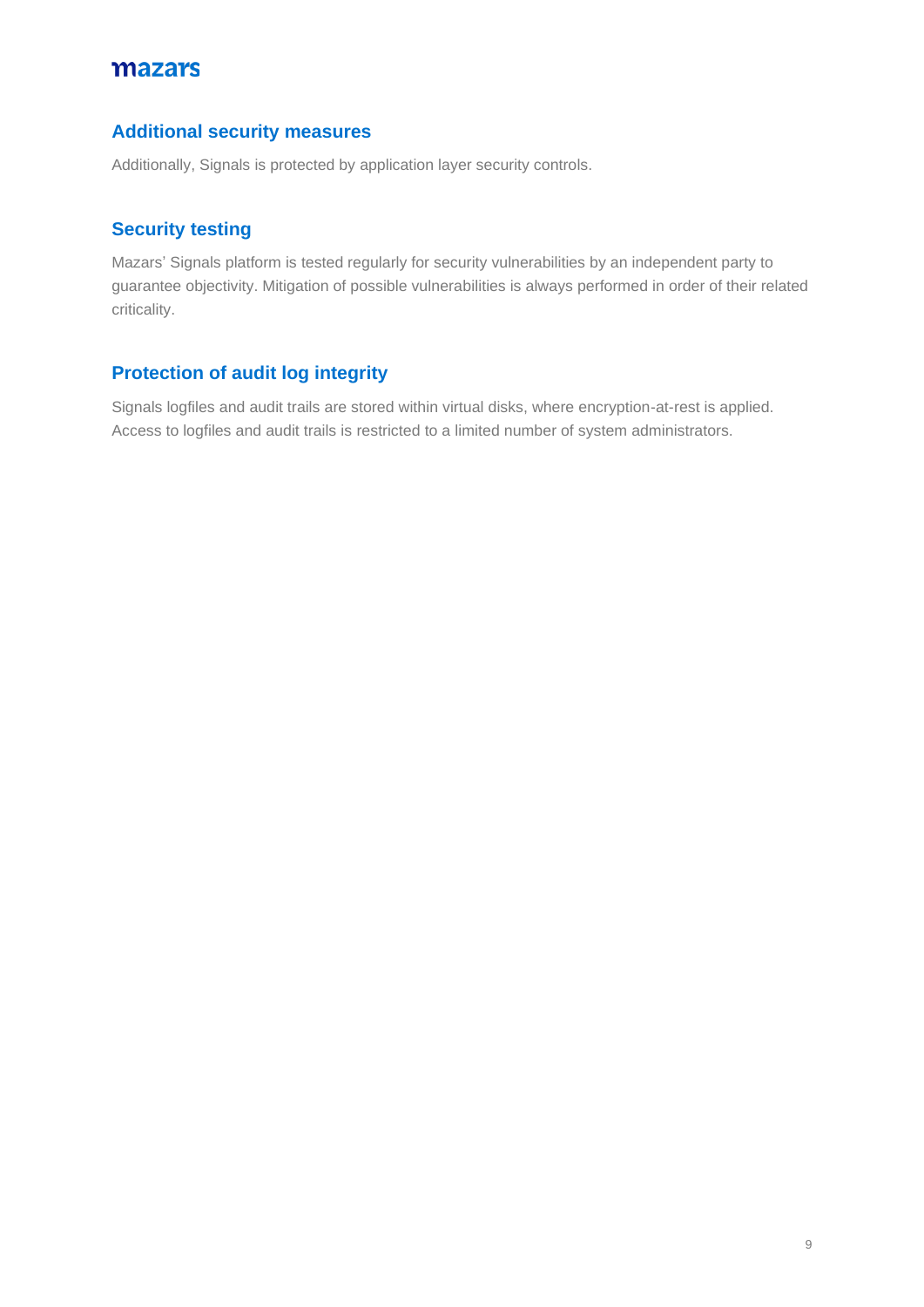## Additional security measures

Additionally, Signals is protected by application layer security controls.

## Security testing

Mazars' Signals platform is tested regularly for security vulnerabilities by an independent party to guarantee objectivity. Mitigation of possible vulnerabilities is always performed in order of their related criticality.

## Protection of audit log integrity

Signals logfiles and audit trails are stored within virtual disks, where encryption-at-rest is applied. Access to logfiles and audit trails is restricted to a limited number of system administrators.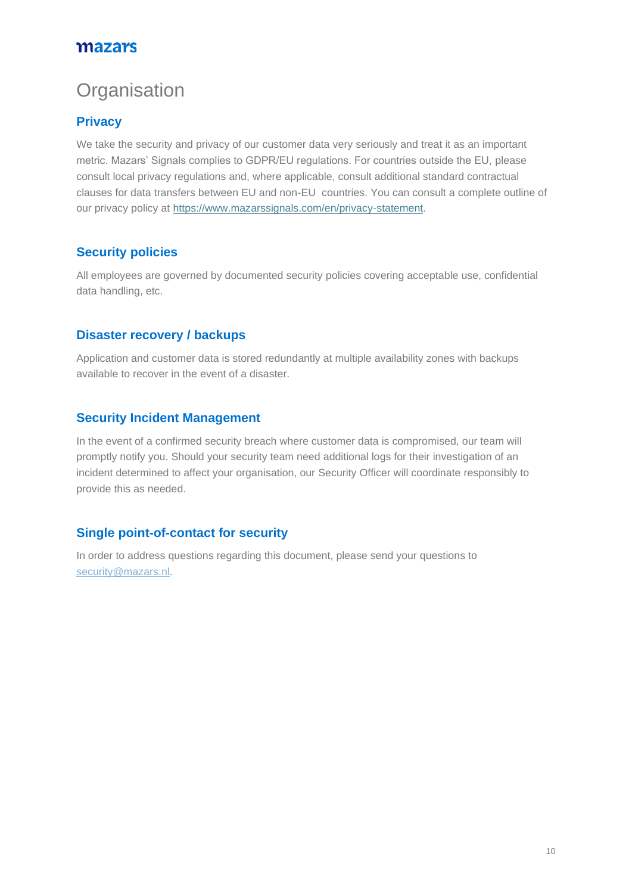# Organisation

## Privacy

We take the security and privacy of our customer data very seriously and treat it as an important metric. Mazars' Signals complies to GDPR/EU regulations. For countries outside the EU, please consult local privacy regulations and, where applicable, consult additional standard contractual clauses for data transfers between EU and non-EU countries. You can consult a complete outline of our privacy policy at https://www.mazarssignals.com/en/privacy-statement.

## Security policies

All employees are governed by documented security policies covering acceptable use, confidential data handling, etc.

## Disaster recovery / backups

Application and customer data is stored redundantly at multiple availability zones with backups available to recover in the event of a disaster.

## Security Incident Management

In the event of a confirmed security breach where customer data is compromised, our team will promptly notify you. Should your security team need additional logs for their investigation of an incident determined to affect your organisation, our Security Officer will coordinate responsibly to provide this as needed.

## Single point-of-contact for security

In order to address questions regarding this document, please send your questions to security@mazars.nl.